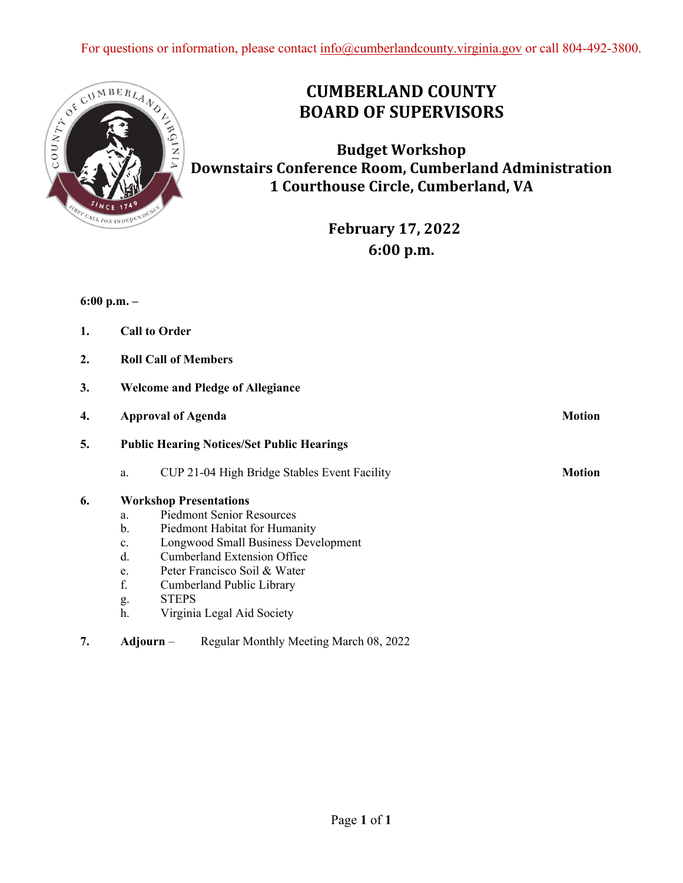For questions or information, please contact info@cumberlandcounty.virginia.gov or call 804-492-3800.

# CUMBERLAND COUNTY BOARD OF SUPERVISORS

## Budget Workshop
## Downstairs Conference Room, Cumberland Administration
## 1 Courthouse Circle, Cumberland, VA

## February 17, 2022
## 6:00 p.m.

**6:00 p.m. –**

1. **Call to Order**
2. **Roll Call of Members**
3. **Welcome and Pledge of Allegiance**
4. **Approval of Agenda** — **Motion**
5. **Public Hearing Notices/Set Public Hearings**
   a. CUP 21-04 High Bridge Stables Event Facility — **Motion**
6. **Workshop Presentations**
   a. Piedmont Senior Resources
   b. Piedmont Habitat for Humanity
   c. Longwood Small Business Development
   d. Cumberland Extension Office
   e. Peter Francisco Soil & Water
   f. Cumberland Public Library
   g. STEPS
   h. Virginia Legal Aid Society
7. **Adjourn** – Regular Monthly Meeting March 08, 2022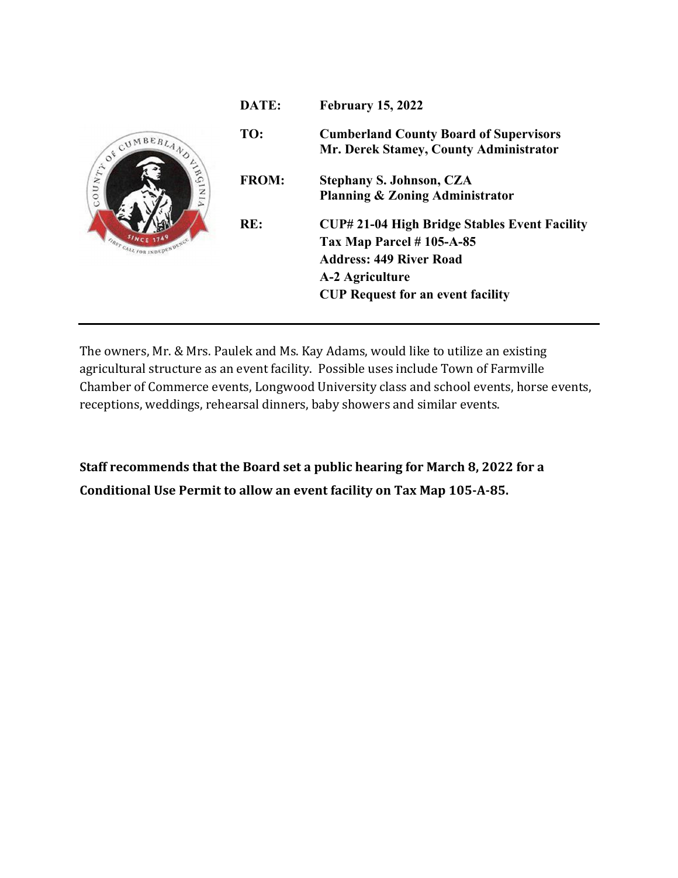| | |
|---|---|
| **DATE:** | **February 15, 2022** |
| **TO:** | **Cumberland County Board of Supervisors**<br>**Mr. Derek Stamey, County Administrator** |
| **FROM:** | **Stephany S. Johnson, CZA**<br>**Planning & Zoning Administrator** |
| **RE:** | **CUP# 21-04 High Bridge Stables Event Facility**<br>**Tax Map Parcel # 105-A-85**<br>**Address: 449 River Road**<br>**A-2 Agriculture**<br>**CUP Request for an event facility** |

---

The owners, Mr. & Mrs. Paulek and Ms. Kay Adams, would like to utilize an existing agricultural structure as an event facility. Possible uses include Town of Farmville Chamber of Commerce events, Longwood University class and school events, horse events, receptions, weddings, rehearsal dinners, baby showers and similar events.

**Staff recommends that the Board set a public hearing for March 8, 2022 for a Conditional Use Permit to allow an event facility on Tax Map 105-A-85.**